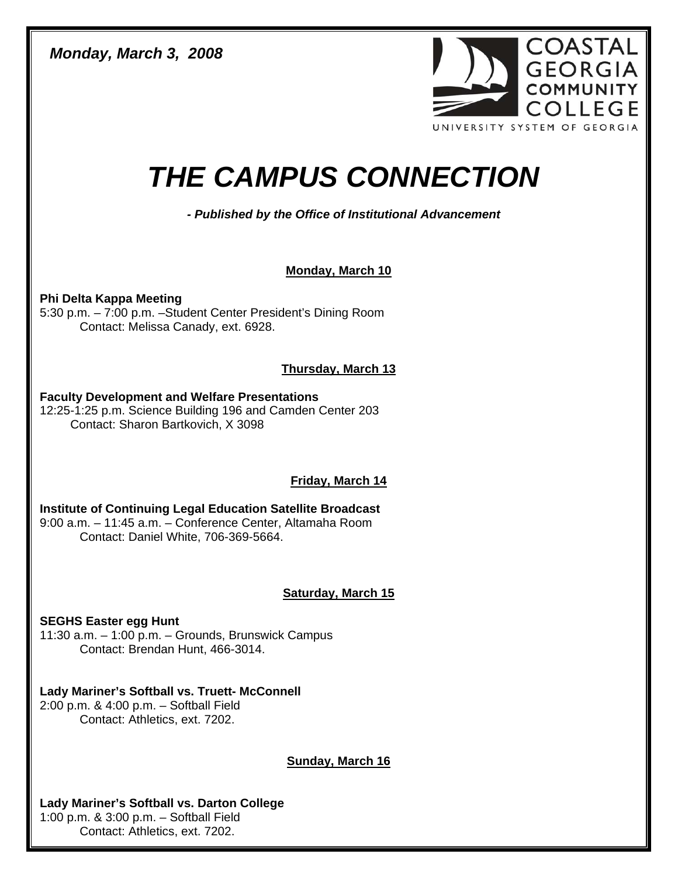*Monday, March 3, 2008*

COASTAL GEORGIA COMMUNITY COLLEGE
UNIVERSITY SYSTEM OF GEORGIA

# *THE CAMPUS CONNECTION*

***- Published by the Office of Institutional Advancement***

## Monday, March 10

**Phi Delta Kappa Meeting**
5:30 p.m. – 7:00 p.m. –Student Center President's Dining Room
Contact: Melissa Canady, ext. 6928.

## Thursday, March 13

**Faculty Development and Welfare Presentations**
12:25-1:25 p.m. Science Building 196 and Camden Center 203
Contact: Sharon Bartkovich, X 3098

## Friday, March 14

**Institute of Continuing Legal Education Satellite Broadcast**
9:00 a.m. – 11:45 a.m. – Conference Center, Altamaha Room
Contact: Daniel White, 706-369-5664.

## Saturday, March 15

**SEGHS Easter egg Hunt**
11:30 a.m. – 1:00 p.m. – Grounds, Brunswick Campus
Contact: Brendan Hunt, 466-3014.

**Lady Mariner's Softball vs. Truett- McConnell**
2:00 p.m. & 4:00 p.m. – Softball Field
Contact: Athletics, ext. 7202.

## Sunday, March 16

**Lady Mariner's Softball vs. Darton College**
1:00 p.m. & 3:00 p.m. – Softball Field
Contact: Athletics, ext. 7202.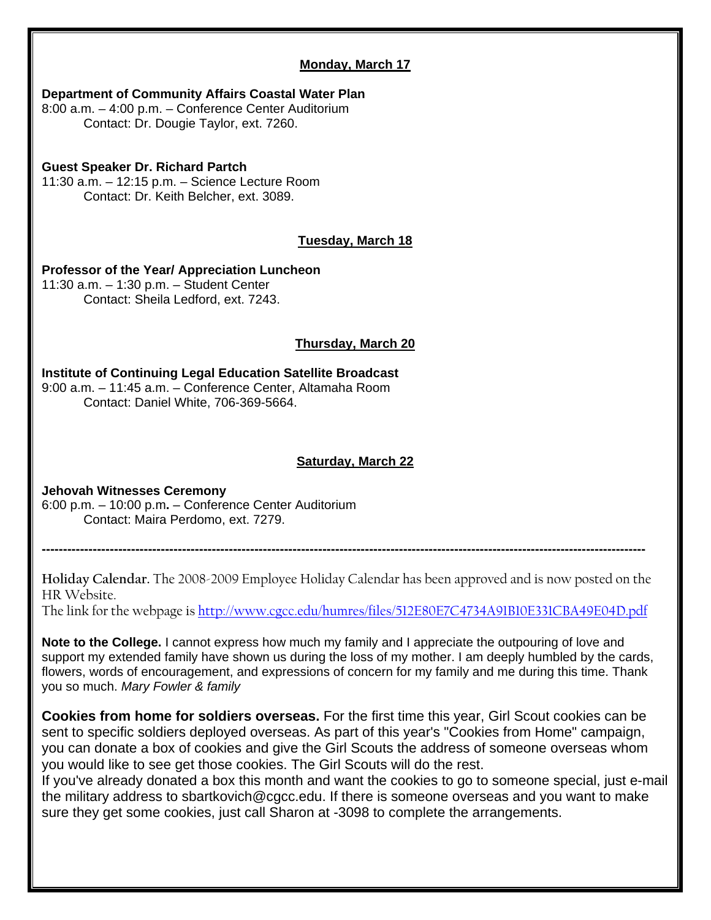## Monday, March 17

**Department of Community Affairs Coastal Water Plan**
8:00 a.m. – 4:00 p.m. – Conference Center Auditorium
Contact: Dr. Dougie Taylor, ext. 7260.

**Guest Speaker Dr. Richard Partch**
11:30 a.m. – 12:15 p.m. – Science Lecture Room
Contact: Dr. Keith Belcher, ext. 3089.

## Tuesday, March 18

**Professor of the Year/ Appreciation Luncheon**
11:30 a.m. – 1:30 p.m. – Student Center
Contact: Sheila Ledford, ext. 7243.

## Thursday, March 20

**Institute of Continuing Legal Education Satellite Broadcast**
9:00 a.m. – 11:45 a.m. – Conference Center, Altamaha Room
Contact: Daniel White, 706-369-5664.

## Saturday, March 22

**Jehovah Witnesses Ceremony**
6:00 p.m. – 10:00 p.m**.** – Conference Center Auditorium
Contact: Maira Perdomo, ext. 7279.

---

**Holiday Calendar.** The 2008-2009 Employee Holiday Calendar has been approved and is now posted on the HR Website.
The link for the webpage is http://www.cgcc.edu/humres/files/512E80E7C4734A91B10E331CBA49E04D.pdf

**Note to the College.** I cannot express how much my family and I appreciate the outpouring of love and support my extended family have shown us during the loss of my mother. I am deeply humbled by the cards, flowers, words of encouragement, and expressions of concern for my family and me during this time. Thank you so much. *Mary Fowler & family*

**Cookies from home for soldiers overseas.** For the first time this year, Girl Scout cookies can be sent to specific soldiers deployed overseas. As part of this year's "Cookies from Home" campaign, you can donate a box of cookies and give the Girl Scouts the address of someone overseas whom you would like to see get those cookies. The Girl Scouts will do the rest.
If you've already donated a box this month and want the cookies to go to someone special, just e-mail the military address to sbartkovich@cgcc.edu. If there is someone overseas and you want to make sure they get some cookies, just call Sharon at -3098 to complete the arrangements.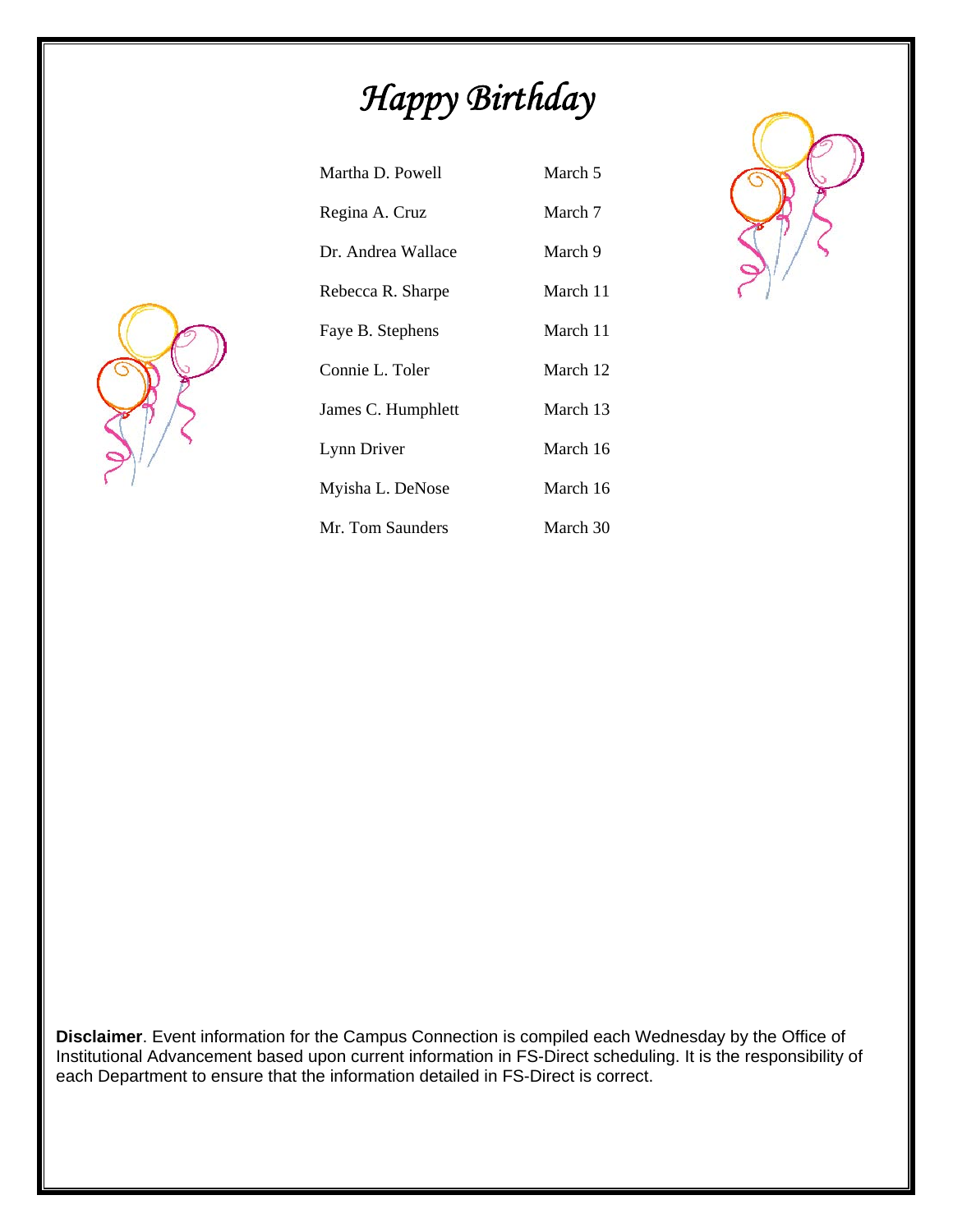# *Happy Birthday*

| | |
|---|---|
| Martha D. Powell | March 5 |
| Regina A. Cruz | March 7 |
| Dr. Andrea Wallace | March 9 |
| Rebecca R. Sharpe | March 11 |
| Faye B. Stephens | March 11 |
| Connie L. Toler | March 12 |
| James C. Humphlett | March 13 |
| Lynn Driver | March 16 |
| Myisha L. DeNose | March 16 |
| Mr. Tom Saunders | March 30 |

**Disclaimer**. Event information for the Campus Connection is compiled each Wednesday by the Office of Institutional Advancement based upon current information in FS-Direct scheduling. It is the responsibility of each Department to ensure that the information detailed in FS-Direct is correct.